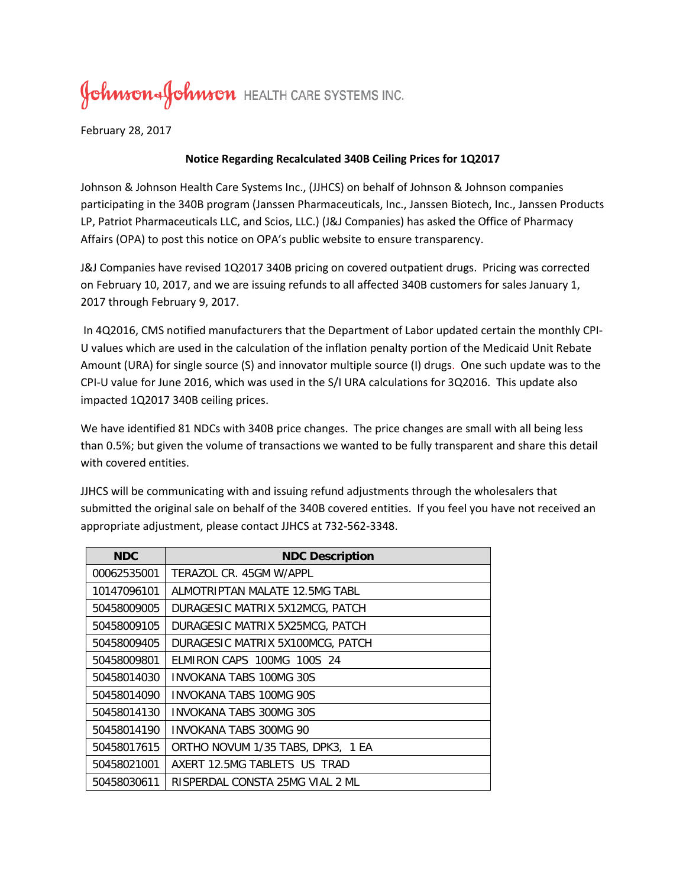Johnson & Johnson HEALTH CARE SYSTEMS INC.

February 28, 2017

**Notice Regarding Recalculated 340B Ceiling Prices for 1Q2017**

Johnson & Johnson Health Care Systems Inc., (JJHCS) on behalf of Johnson & Johnson companies participating in the 340B program (Janssen Pharmaceuticals, Inc., Janssen Biotech, Inc., Janssen Products LP, Patriot Pharmaceuticals LLC, and Scios, LLC.) (J&J Companies) has asked the Office of Pharmacy Affairs (OPA) to post this notice on OPA's public website to ensure transparency.

J&J Companies have revised 1Q2017 340B pricing on covered outpatient drugs. Pricing was corrected on February 10, 2017, and we are issuing refunds to all affected 340B customers for sales January 1, 2017 through February 9, 2017.

In 4Q2016, CMS notified manufacturers that the Department of Labor updated certain the monthly CPI-U values which are used in the calculation of the inflation penalty portion of the Medicaid Unit Rebate Amount (URA) for single source (S) and innovator multiple source (I) drugs. One such update was to the CPI-U value for June 2016, which was used in the S/I URA calculations for 3Q2016. This update also impacted 1Q2017 340B ceiling prices.

We have identified 81 NDCs with 340B price changes. The price changes are small with all being less than 0.5%; but given the volume of transactions we wanted to be fully transparent and share this detail with covered entities.

JJHCS will be communicating with and issuing refund adjustments through the wholesalers that submitted the original sale on behalf of the 340B covered entities. If you feel you have not received an appropriate adjustment, please contact JJHCS at 732-562-3348.

| NDC | NDC Description |
|---|---|
| 00062535001 | TERAZOL CR. 45GM W/APPL |
| 10147096101 | ALMOTRIPTAN MALATE 12.5MG TABL |
| 50458009005 | DURAGESIC MATRIX 5X12MCG, PATCH |
| 50458009105 | DURAGESIC MATRIX 5X25MCG, PATCH |
| 50458009405 | DURAGESIC MATRIX 5X100MCG, PATCH |
| 50458009801 | ELMIRON CAPS 100MG 100S 24 |
| 50458014030 | INVOKANA TABS 100MG 30S |
| 50458014090 | INVOKANA TABS 100MG 90S |
| 50458014130 | INVOKANA TABS 300MG 30S |
| 50458014190 | INVOKANA TABS 300MG 90 |
| 50458017615 | ORTHO NOVUM 1/35 TABS, DPK3, 1 EA |
| 50458021001 | AXERT 12.5MG TABLETS US TRAD |
| 50458030611 | RISPERDAL CONSTA 25MG VIAL 2 ML |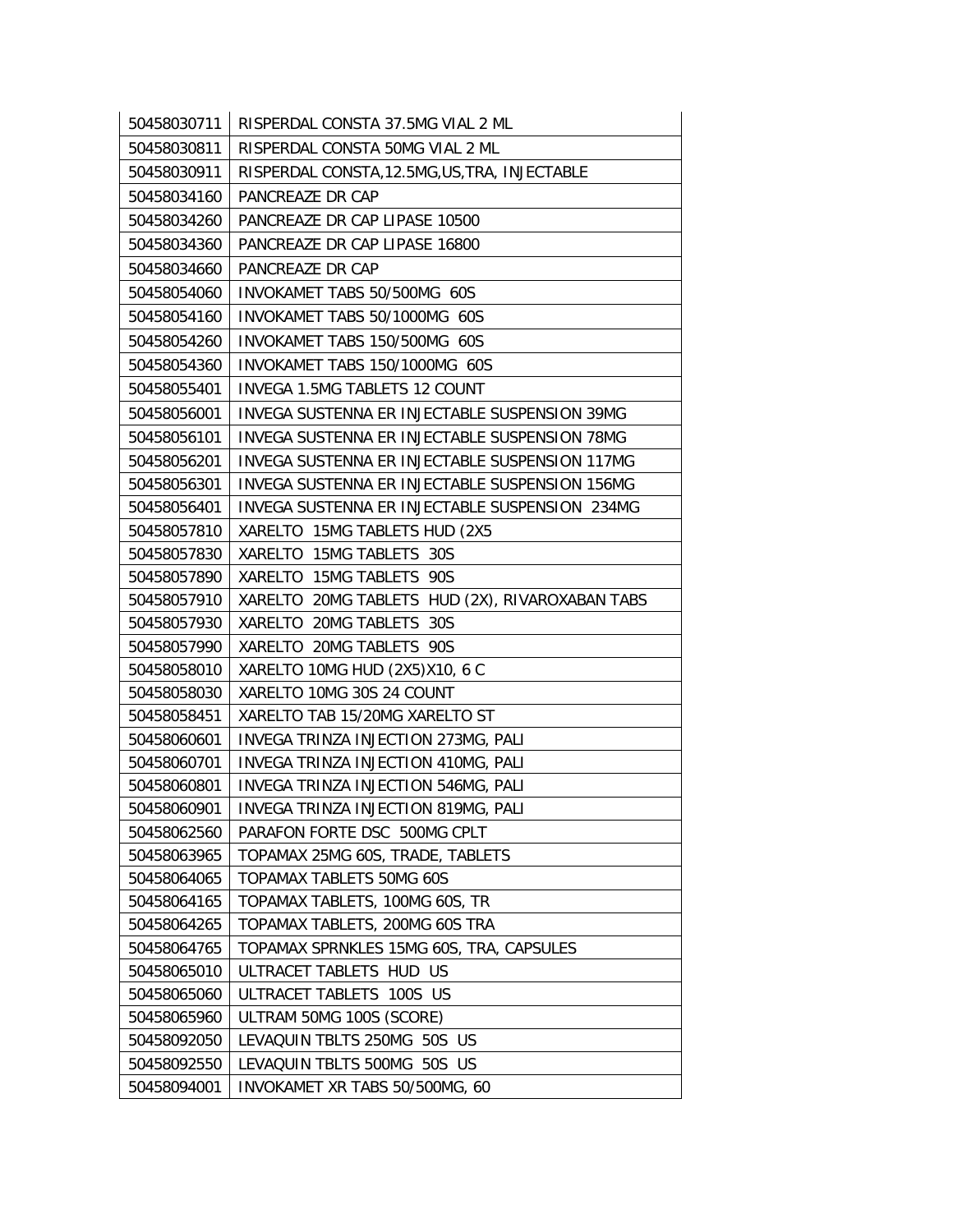| | |
|---|---|
| 50458030711 | RISPERDAL CONSTA 37.5MG VIAL 2 ML |
| 50458030811 | RISPERDAL CONSTA 50MG VIAL 2 ML |
| 50458030911 | RISPERDAL CONSTA,12.5MG,US,TRA, INJECTABLE |
| 50458034160 | PANCREAZE DR CAP |
| 50458034260 | PANCREAZE DR CAP LIPASE 10500 |
| 50458034360 | PANCREAZE DR CAP LIPASE 16800 |
| 50458034660 | PANCREAZE DR CAP |
| 50458054060 | INVOKAMET TABS 50/500MG 60S |
| 50458054160 | INVOKAMET TABS 50/1000MG 60S |
| 50458054260 | INVOKAMET TABS 150/500MG 60S |
| 50458054360 | INVOKAMET TABS 150/1000MG 60S |
| 50458055401 | INVEGA 1.5MG TABLETS 12 COUNT |
| 50458056001 | INVEGA SUSTENNA ER INJECTABLE SUSPENSION 39MG |
| 50458056101 | INVEGA SUSTENNA ER INJECTABLE SUSPENSION 78MG |
| 50458056201 | INVEGA SUSTENNA ER INJECTABLE SUSPENSION 117MG |
| 50458056301 | INVEGA SUSTENNA ER INJECTABLE SUSPENSION 156MG |
| 50458056401 | INVEGA SUSTENNA ER INJECTABLE SUSPENSION 234MG |
| 50458057810 | XARELTO 15MG TABLETS HUD (2X5 |
| 50458057830 | XARELTO 15MG TABLETS 30S |
| 50458057890 | XARELTO 15MG TABLETS 90S |
| 50458057910 | XARELTO 20MG TABLETS HUD (2X), RIVAROXABAN TABS |
| 50458057930 | XARELTO 20MG TABLETS 30S |
| 50458057990 | XARELTO 20MG TABLETS 90S |
| 50458058010 | XARELTO 10MG HUD (2X5)X10, 6 C |
| 50458058030 | XARELTO 10MG 30S 24 COUNT |
| 50458058451 | XARELTO TAB 15/20MG XARELTO ST |
| 50458060601 | INVEGA TRINZA INJECTION 273MG, PALI |
| 50458060701 | INVEGA TRINZA INJECTION 410MG, PALI |
| 50458060801 | INVEGA TRINZA INJECTION 546MG, PALI |
| 50458060901 | INVEGA TRINZA INJECTION 819MG, PALI |
| 50458062560 | PARAFON FORTE DSC 500MG CPLT |
| 50458063965 | TOPAMAX 25MG 60S, TRADE, TABLETS |
| 50458064065 | TOPAMAX TABLETS 50MG 60S |
| 50458064165 | TOPAMAX TABLETS, 100MG 60S, TR |
| 50458064265 | TOPAMAX TABLETS, 200MG 60S TRA |
| 50458064765 | TOPAMAX SPRNKLES 15MG 60S, TRA, CAPSULES |
| 50458065010 | ULTRACET TABLETS HUD US |
| 50458065060 | ULTRACET TABLETS 100S US |
| 50458065960 | ULTRAM 50MG 100S (SCORE) |
| 50458092050 | LEVAQUIN TBLTS 250MG 50S US |
| 50458092550 | LEVAQUIN TBLTS 500MG 50S US |
| 50458094001 | INVOKAMET XR TABS 50/500MG, 60 |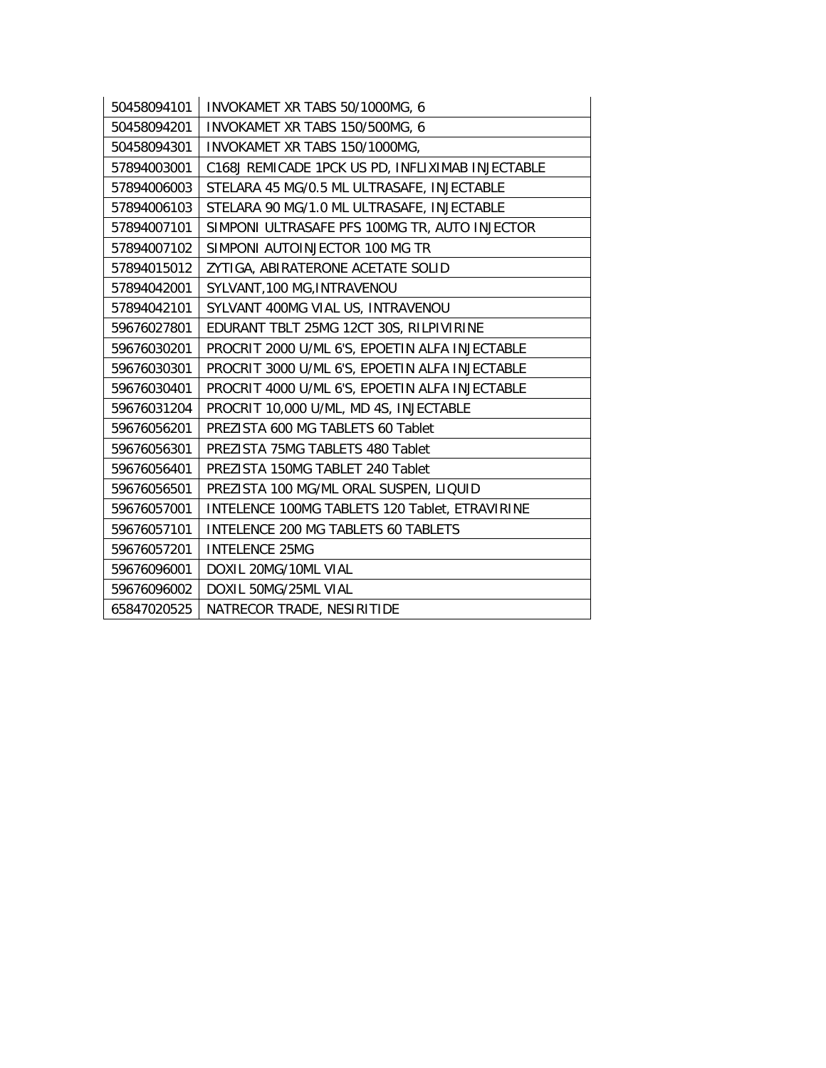| | |
|---|---|
| 50458094101 | INVOKAMET XR TABS 50/1000MG, 6 |
| 50458094201 | INVOKAMET XR TABS 150/500MG, 6 |
| 50458094301 | INVOKAMET XR TABS 150/1000MG, |
| 57894003001 | C168J REMICADE 1PCK US PD, INFLIXIMAB INJECTABLE |
| 57894006003 | STELARA 45 MG/0.5 ML ULTRASAFE, INJECTABLE |
| 57894006103 | STELARA 90 MG/1.0 ML ULTRASAFE, INJECTABLE |
| 57894007101 | SIMPONI ULTRASAFE PFS 100MG TR, AUTO INJECTOR |
| 57894007102 | SIMPONI AUTOINJECTOR 100 MG TR |
| 57894015012 | ZYTIGA, ABIRATERONE ACETATE SOLID |
| 57894042001 | SYLVANT,100 MG,INTRAVENOU |
| 57894042101 | SYLVANT 400MG VIAL US, INTRAVENOU |
| 59676027801 | EDURANT TBLT 25MG 12CT 30S, RILPIVIRINE |
| 59676030201 | PROCRIT 2000 U/ML 6'S, EPOETIN ALFA INJECTABLE |
| 59676030301 | PROCRIT 3000 U/ML 6'S, EPOETIN ALFA INJECTABLE |
| 59676030401 | PROCRIT 4000 U/ML 6'S, EPOETIN ALFA INJECTABLE |
| 59676031204 | PROCRIT 10,000 U/ML, MD 4S, INJECTABLE |
| 59676056201 | PREZISTA 600 MG TABLETS 60 Tablet |
| 59676056301 | PREZISTA 75MG TABLETS 480 Tablet |
| 59676056401 | PREZISTA 150MG TABLET 240 Tablet |
| 59676056501 | PREZISTA 100 MG/ML ORAL SUSPEN, LIQUID |
| 59676057001 | INTELENCE 100MG TABLETS 120 Tablet, ETRAVIRINE |
| 59676057101 | INTELENCE 200 MG TABLETS 60 TABLETS |
| 59676057201 | INTELENCE 25MG |
| 59676096001 | DOXIL 20MG/10ML VIAL |
| 59676096002 | DOXIL 50MG/25ML VIAL |
| 65847020525 | NATRECOR TRADE, NESIRITIDE |